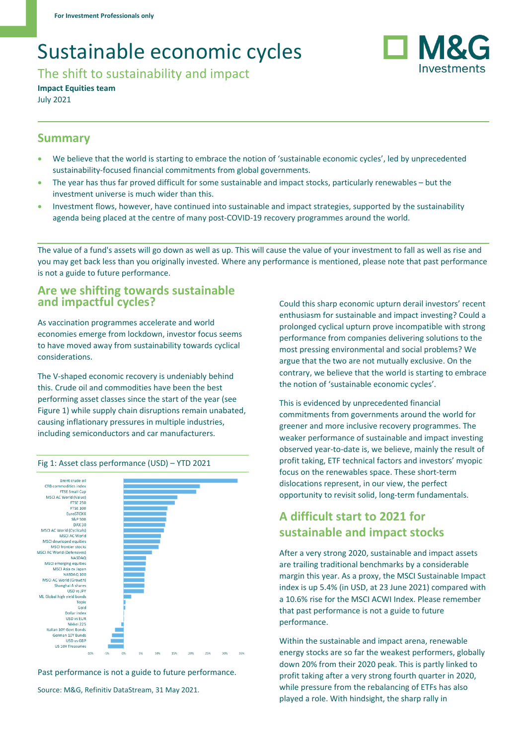For Investment Professionals only

# Sustainable economic cycles

## The shift to sustainability and impact

**Impact Equities team**

July 2021

## Summary

- We believe that the world is starting to embrace the notion of 'sustainable economic cycles', led by unprecedented sustainability-focused financial commitments from global governments.
- The year has thus far proved difficult for some sustainable and impact stocks, particularly renewables – but the investment universe is much wider than this.
- Investment flows, however, have continued into sustainable and impact strategies, supported by the sustainability agenda being placed at the centre of many post-COVID-19 recovery programmes around the world.

The value of a fund's assets will go down as well as up. This will cause the value of your investment to fall as well as rise and you may get back less than you originally invested. Where any performance is mentioned, please note that past performance is not a guide to future performance.

## Are we shifting towards sustainable and impactful cycles?

As vaccination programmes accelerate and world economies emerge from lockdown, investor focus seems to have moved away from sustainability towards cyclical considerations.

The V-shaped economic recovery is undeniably behind this. Crude oil and commodities have been the best performing asset classes since the start of the year (see Figure 1) while supply chain disruptions remain unabated, causing inflationary pressures in multiple industries, including semiconductors and car manufacturers.

Fig 1: Asset class performance (USD) – YTD 2021

Past performance is not a guide to future performance.

Source: M&G, Refinitiv DataStream, 31 May 2021.

Could this sharp economic upturn derail investors' recent enthusiasm for sustainable and impact investing? Could a prolonged cyclical upturn prove incompatible with strong performance from companies delivering solutions to the most pressing environmental and social problems? We argue that the two are not mutually exclusive. On the contrary, we believe that the world is starting to embrace the notion of 'sustainable economic cycles'.

This is evidenced by unprecedented financial commitments from governments around the world for greener and more inclusive recovery programmes. The weaker performance of sustainable and impact investing observed year-to-date is, we believe, mainly the result of profit taking, ETF technical factors and investors' myopic focus on the renewables space. These short-term dislocations represent, in our view, the perfect opportunity to revisit solid, long-term fundamentals.

## A difficult start to 2021 for sustainable and impact stocks

After a very strong 2020, sustainable and impact assets are trailing traditional benchmarks by a considerable margin this year. As a proxy, the MSCI Sustainable Impact index is up 5.4% (in USD, at 23 June 2021) compared with a 10.6% rise for the MSCI ACWI Index. Please remember that past performance is not a guide to future performance.

Within the sustainable and impact arena, renewable energy stocks are so far the weakest performers, globally down 20% from their 2020 peak. This is partly linked to profit taking after a very strong fourth quarter in 2020, while pressure from the rebalancing of ETFs has also played a role. With hindsight, the sharp rally in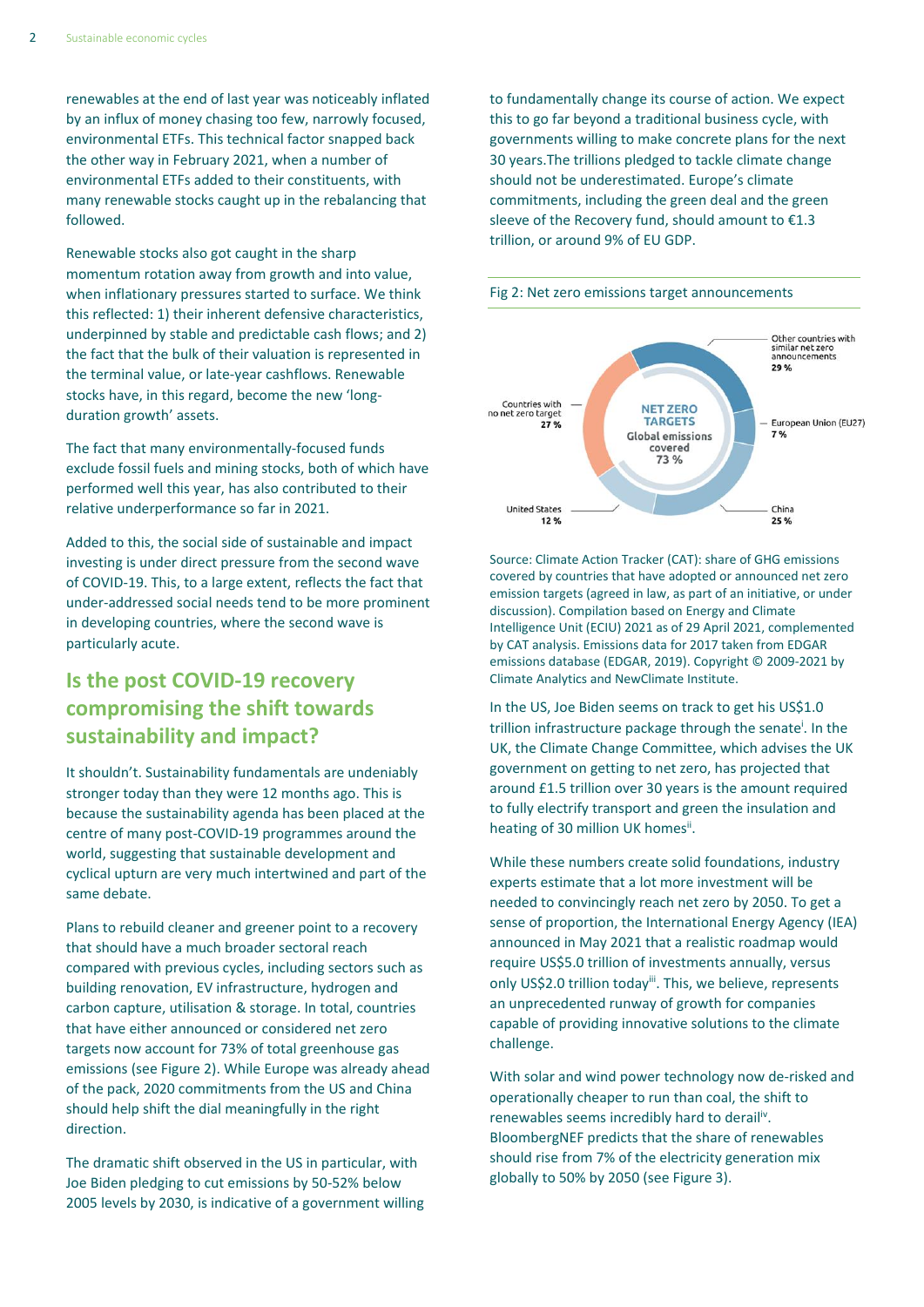renewables at the end of last year was noticeably inflated by an influx of money chasing too few, narrowly focused, environmental ETFs. This technical factor snapped back the other way in February 2021, when a number of environmental ETFs added to their constituents, with many renewable stocks caught up in the rebalancing that followed.

Renewable stocks also got caught in the sharp momentum rotation away from growth and into value, when inflationary pressures started to surface. We think this reflected: 1) their inherent defensive characteristics, underpinned by stable and predictable cash flows; and 2) the fact that the bulk of their valuation is represented in the terminal value, or late-year cashflows. Renewable stocks have, in this regard, become the new 'long-duration growth' assets.

The fact that many environmentally-focused funds exclude fossil fuels and mining stocks, both of which have performed well this year, has also contributed to their relative underperformance so far in 2021.

Added to this, the social side of sustainable and impact investing is under direct pressure from the second wave of COVID-19. This, to a large extent, reflects the fact that under-addressed social needs tend to be more prominent in developing countries, where the second wave is particularly acute.

## Is the post COVID-19 recovery compromising the shift towards sustainability and impact?

It shouldn't. Sustainability fundamentals are undeniably stronger today than they were 12 months ago. This is because the sustainability agenda has been placed at the centre of many post-COVID-19 programmes around the world, suggesting that sustainable development and cyclical upturn are very much intertwined and part of the same debate.

Plans to rebuild cleaner and greener point to a recovery that should have a much broader sectoral reach compared with previous cycles, including sectors such as building renovation, EV infrastructure, hydrogen and carbon capture, utilisation & storage. In total, countries that have either announced or considered net zero targets now account for 73% of total greenhouse gas emissions (see Figure 2). While Europe was already ahead of the pack, 2020 commitments from the US and China should help shift the dial meaningfully in the right direction.

The dramatic shift observed in the US in particular, with Joe Biden pledging to cut emissions by 50-52% below 2005 levels by 2030, is indicative of a government willing to fundamentally change its course of action. We expect this to go far beyond a traditional business cycle, with governments willing to make concrete plans for the next 30 years.The trillions pledged to tackle climate change should not be underestimated. Europe's climate commitments, including the green deal and the green sleeve of the Recovery fund, should amount to €1.3 trillion, or around 9% of EU GDP.

Fig 2: Net zero emissions target announcements

NET ZERO TARGETS — Global emissions covered 73 %

| Category | Share |
| --- | --- |
| Other countries with similar net zero announcements | 29 % |
| European Union (EU27) | 7 % |
| China | 25 % |
| United States | 12 % |
| Countries with no net zero target | 27 % |

Source: Climate Action Tracker (CAT): share of GHG emissions covered by countries that have adopted or announced net zero emission targets (agreed in law, as part of an initiative, or under discussion). Compilation based on Energy and Climate Intelligence Unit (ECIU) 2021 as of 29 April 2021, complemented by CAT analysis. Emissions data for 2017 taken from EDGAR emissions database (EDGAR, 2019). Copyright © 2009-2021 by Climate Analytics and NewClimate Institute.

In the US, Joe Biden seems on track to get his US$1.0 trillion infrastructure package through the senate[i]. In the UK, the Climate Change Committee, which advises the UK government on getting to net zero, has projected that around £1.5 trillion over 30 years is the amount required to fully electrify transport and green the insulation and heating of 30 million UK homes[ii].

While these numbers create solid foundations, industry experts estimate that a lot more investment will be needed to convincingly reach net zero by 2050. To get a sense of proportion, the International Energy Agency (IEA) announced in May 2021 that a realistic roadmap would require US$5.0 trillion of investments annually, versus only US$2.0 trillion today[iii]. This, we believe, represents an unprecedented runway of growth for companies capable of providing innovative solutions to the climate challenge.

With solar and wind power technology now de-risked and operationally cheaper to run than coal, the shift to renewables seems incredibly hard to derail[iv]. BloombergNEF predicts that the share of renewables should rise from 7% of the electricity generation mix globally to 50% by 2050 (see Figure 3).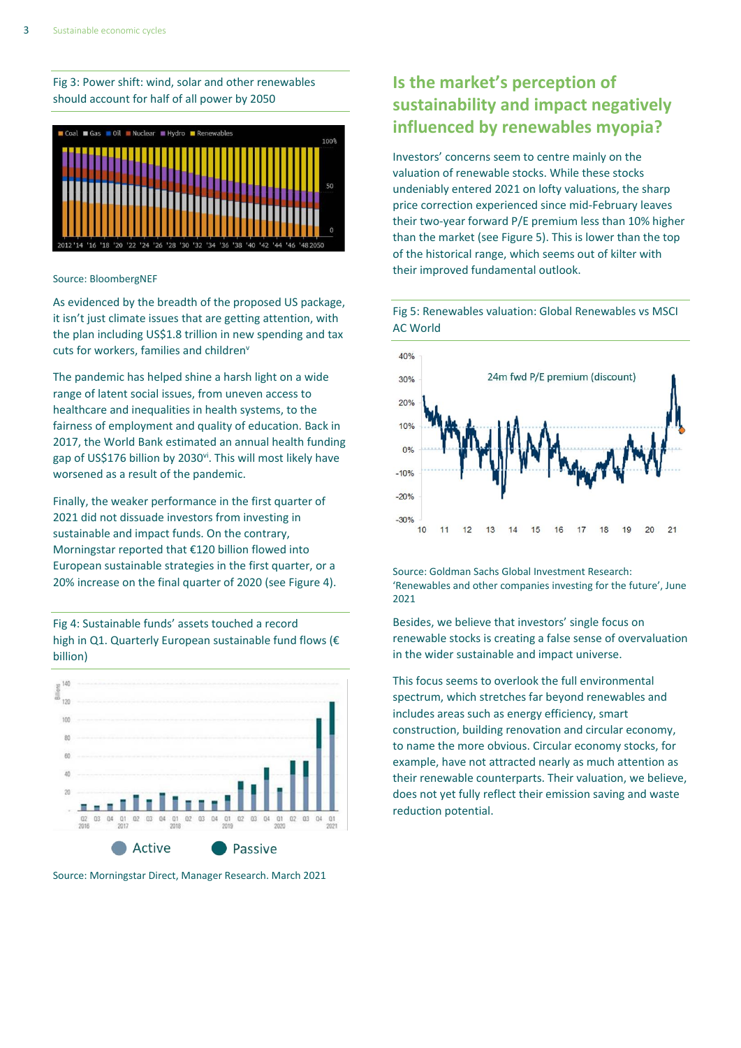Fig 3: Power shift: wind, solar and other renewables should account for half of all power by 2050

Source: BloombergNEF

As evidenced by the breadth of the proposed US package, it isn't just climate issues that are getting attention, with the plan including US$1.8 trillion in new spending and tax cuts for workers, families and children[v]

The pandemic has helped shine a harsh light on a wide range of latent social issues, from uneven access to healthcare and inequalities in health systems, to the fairness of employment and quality of education. Back in 2017, the World Bank estimated an annual health funding gap of US$176 billion by 2030[vi]. This will most likely have worsened as a result of the pandemic.

Finally, the weaker performance in the first quarter of 2021 did not dissuade investors from investing in sustainable and impact funds. On the contrary, Morningstar reported that €120 billion flowed into European sustainable strategies in the first quarter, or a 20% increase on the final quarter of 2020 (see Figure 4).

Fig 4: Sustainable funds' assets touched a record high in Q1. Quarterly European sustainable fund flows (€ billion)

Source: Morningstar Direct, Manager Research. March 2021

## Is the market's perception of sustainability and impact negatively influenced by renewables myopia?

Investors' concerns seem to centre mainly on the valuation of renewable stocks. While these stocks undeniably entered 2021 on lofty valuations, the sharp price correction experienced since mid-February leaves their two-year forward P/E premium less than 10% higher than the market (see Figure 5). This is lower than the top of the historical range, which seems out of kilter with their improved fundamental outlook.

Fig 5: Renewables valuation: Global Renewables vs MSCI AC World

Source: Goldman Sachs Global Investment Research: 'Renewables and other companies investing for the future', June 2021

Besides, we believe that investors' single focus on renewable stocks is creating a false sense of overvaluation in the wider sustainable and impact universe.

This focus seems to overlook the full environmental spectrum, which stretches far beyond renewables and includes areas such as energy efficiency, smart construction, building renovation and circular economy, to name the more obvious. Circular economy stocks, for example, have not attracted nearly as much attention as their renewable counterparts. Their valuation, we believe, does not yet fully reflect their emission saving and waste reduction potential.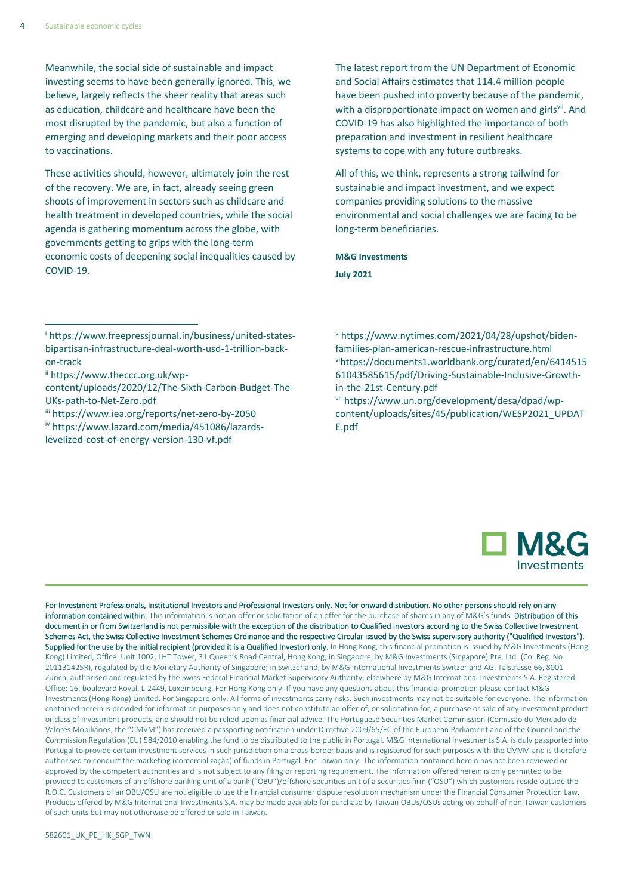Meanwhile, the social side of sustainable and impact investing seems to have been generally ignored. This, we believe, largely reflects the sheer reality that areas such as education, childcare and healthcare have been the most disrupted by the pandemic, but also a function of emerging and developing markets and their poor access to vaccinations.

These activities should, however, ultimately join the rest of the recovery. We are, in fact, already seeing green shoots of improvement in sectors such as childcare and health treatment in developed countries, while the social agenda is gathering momentum across the globe, with governments getting to grips with the long-term economic costs of deepening social inequalities caused by COVID-19.

The latest report from the UN Department of Economic and Social Affairs estimates that 114.4 million people have been pushed into poverty because of the pandemic, with a disproportionate impact on women and girls[vii]. And COVID-19 has also highlighted the importance of both preparation and investment in resilient healthcare systems to cope with any future outbreaks.

All of this, we think, represents a strong tailwind for sustainable and impact investment, and we expect companies providing solutions to the massive environmental and social challenges we are facing to be long-term beneficiaries.

**M&G Investments**

**July 2021**

---

[i] https://www.freepressjournal.in/business/united-states-bipartisan-infrastructure-deal-worth-usd-1-trillion-back-on-track

[ii] https://www.theccc.org.uk/wp-content/uploads/2020/12/The-Sixth-Carbon-Budget-The-UKs-path-to-Net-Zero.pdf

[iii] https://www.iea.org/reports/net-zero-by-2050

[iv] https://www.lazard.com/media/451086/lazards-levelized-cost-of-energy-version-130-vf.pdf

[v] https://www.nytimes.com/2021/04/28/upshot/biden-families-plan-american-rescue-infrastructure.html

[vi] https://documents1.worldbank.org/curated/en/641451561043585615/pdf/Driving-Sustainable-Inclusive-Growth-in-the-21st-Century.pdf

[vii] https://www.un.org/development/desa/dpad/wp-content/uploads/sites/45/publication/WESP2021_UPDATE.pdf

M&G Investments

---

**For Investment Professionals, Institutional Investors and Professional Investors only. Not for onward distribution. No other persons should rely on any information contained within.** This information is not an offer or solicitation of an offer for the purchase of shares in any of M&G's funds. **Distribution of this document in or from Switzerland is not permissible with the exception of the distribution to Qualified Investors according to the Swiss Collective Investment Schemes Act, the Swiss Collective Investment Schemes Ordinance and the respective Circular issued by the Swiss supervisory authority ("Qualified Investors"). Supplied for the use by the initial recipient (provided it is a Qualified Investor) only.** In Hong Kong, this financial promotion is issued by M&G Investments (Hong Kong) Limited, Office: Unit 1002, LHT Tower, 31 Queen's Road Central, Hong Kong; in Singapore, by M&G Investments (Singapore) Pte. Ltd. (Co. Reg. No. 201131425R), regulated by the Monetary Authority of Singapore; in Switzerland, by M&G International Investments Switzerland AG, Talstrasse 66, 8001 Zurich, authorised and regulated by the Swiss Federal Financial Market Supervisory Authority; elsewhere by M&G International Investments S.A. Registered Office: 16, boulevard Royal, L-2449, Luxembourg. For Hong Kong only: If you have any questions about this financial promotion please contact M&G Investments (Hong Kong) Limited. For Singapore only: All forms of investments carry risks. Such investments may not be suitable for everyone. The information contained herein is provided for information purposes only and does not constitute an offer of, or solicitation for, a purchase or sale of any investment product or class of investment products, and should not be relied upon as financial advice. The Portuguese Securities Market Commission (Comissão do Mercado de Valores Mobiliários, the "CMVM") has received a passporting notification under Directive 2009/65/EC of the European Parliament and of the Council and the Commission Regulation (EU) 584/2010 enabling the fund to be distributed to the public in Portugal. M&G International Investments S.A. is duly passported into Portugal to provide certain investment services in such jurisdiction on a cross-border basis and is registered for such purposes with the CMVM and is therefore authorised to conduct the marketing (comercialização) of funds in Portugal. For Taiwan only: The information contained herein has not been reviewed or approved by the competent authorities and is not subject to any filing or reporting requirement. The information offered herein is only permitted to be provided to customers of an offshore banking unit of a bank ("OBU")/offshore securities unit of a securities firm ("OSU") which customers reside outside the R.O.C. Customers of an OBU/OSU are not eligible to use the financial consumer dispute resolution mechanism under the Financial Consumer Protection Law. Products offered by M&G International Investments S.A. may be made available for purchase by Taiwan OBUs/OSUs acting on behalf of non-Taiwan customers of such units but may not otherwise be offered or sold in Taiwan.

582601_UK_PE_HK_SGP_TWN